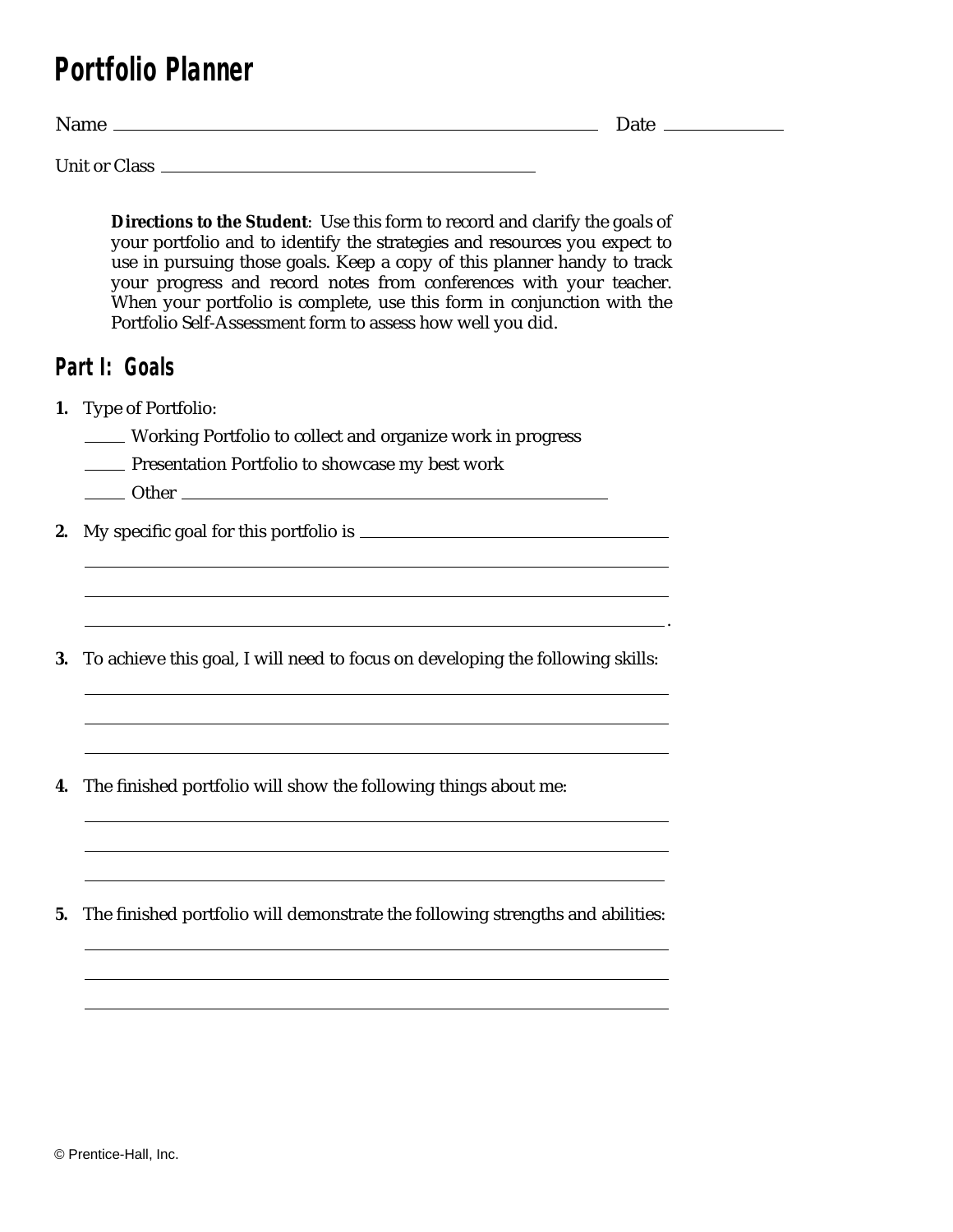# Portfolio Planner

Name ______________________________ Date ____________

Unit or Class ______________________________

**Directions to the Student**: Use this form to record and clarify the goals of your portfolio and to identify the strategies and resources you expect to use in pursuing those goals. Keep a copy of this planner handy to track your progress and record notes from conferences with your teacher. When your portfolio is complete, use this form in conjunction with the Portfolio Self-Assessment form to assess how well you did.

## Part I: Goals

**1.** Type of Portfolio:

_____ Working Portfolio to collect and organize work in progress

_____ Presentation Portfolio to showcase my best work

_____ Other ______________________________

**2.** My specific goal for this portfolio is ______________________________

______________________________

______________________________

______________________________.

**3.** To achieve this goal, I will need to focus on developing the following skills:

______________________________

______________________________

______________________________

**4.** The finished portfolio will show the following things about me:

______________________________

______________________________

______________________________

**5.** The finished portfolio will demonstrate the following strengths and abilities:

______________________________

______________________________

______________________________

© Prentice-Hall, Inc.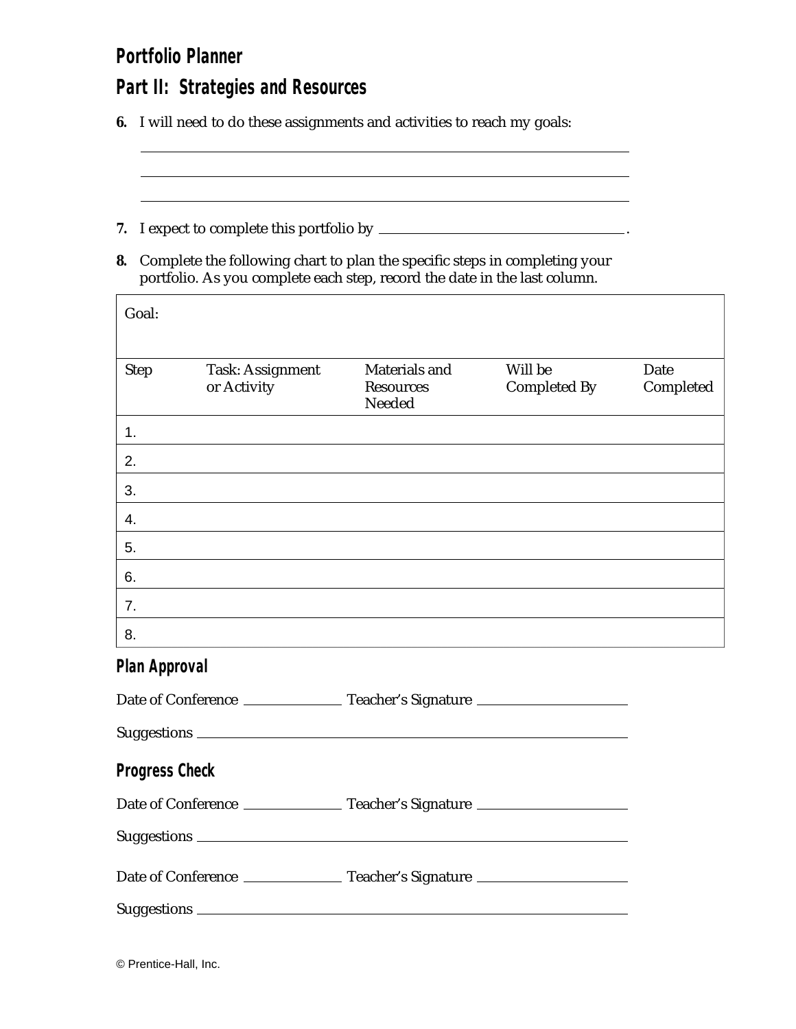# Portfolio Planner

## Part II: Strategies and Resources

**6.** I will need to do these assignments and activities to reach my goals:

______________________________________________________________

______________________________________________________________

______________________________________________________________

**7.** I expect to complete this portfolio by ______________________________.

**8.** Complete the following chart to plan the specific steps in completing your portfolio. As you complete each step, record the date in the last column.

| Goal: | | | | |
|---|---|---|---|---|
| Step | Task: Assignment or Activity | Materials and Resources Needed | Will be Completed By | Date Completed |
| 1. | | | | |
| 2. | | | | |
| 3. | | | | |
| 4. | | | | |
| 5. | | | | |
| 6. | | | | |
| 7. | | | | |
| 8. | | | | |

### Plan Approval

Date of Conference ____________ Teacher's Signature ____________________

Suggestions ______________________________________________________

### Progress Check

Date of Conference ____________ Teacher's Signature ____________________

Suggestions ______________________________________________________

Date of Conference ____________ Teacher's Signature ____________________

Suggestions ______________________________________________________

© Prentice-Hall, Inc.